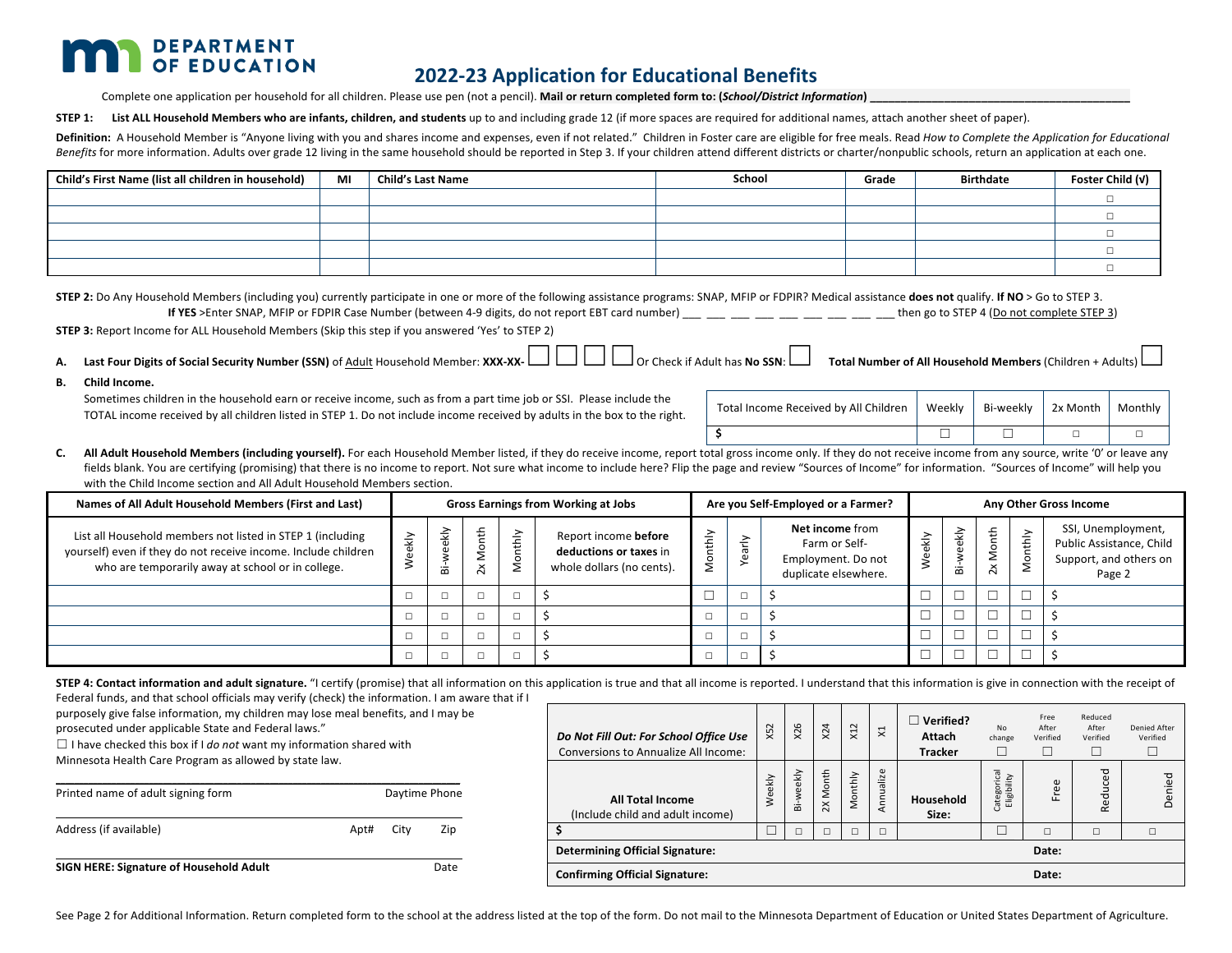**MN DEPARTMENT OF EDUCATION**

# 2022-23 Application for Educational Benefits

Complete one application per household for all children. Please use pen (not a pencil). **Mail or return completed form to: (*School/District Information*)** ______________________________________________

**STEP 1: List ALL Household Members who are infants, children, and students** up to and including grade 12 (if more spaces are required for additional names, attach another sheet of paper).

**Definition:** A Household Member is "Anyone living with you and shares income and expenses, even if not related." Children in Foster care are eligible for free meals. Read *How to Complete the Application for Educational Benefits* for more information. Adults over grade 12 living in the same household should be reported in Step 3. If your children attend different districts or charter/nonpublic schools, return an application at each one.

| Child's First Name (list all children in household) | MI | Child's Last Name | School | Grade | Birthdate | Foster Child (√) |
|---|---|---|---|---|---|---|
| | | | | | | ☐ |
| | | | | | | ☐ |
| | | | | | | ☐ |
| | | | | | | ☐ |
| | | | | | | ☐ |

**STEP 2:** Do Any Household Members (including you) currently participate in one or more of the following assistance programs: SNAP, MFIP or FDPIR? Medical assistance **does not** qualify. **If NO** > Go to STEP 3.
**If YES** >Enter SNAP, MFIP or FDPIR Case Number (between 4-9 digits, do not report EBT card number) ___ ___ ___ ___ ___ ___ ___ ___ ___ then go to STEP 4 (Do not complete STEP 3)

**STEP 3:** Report Income for ALL Household Members (Skip this step if you answered 'Yes' to STEP 2)

**A. Last Four Digits of Social Security Number (SSN)** of Adult Household Member: **XXX-XX-** ☐ ☐ ☐ ☐ Or Check if Adult has **No SSN**: ☐ **Total Number of All Household Members** (Children + Adults) ☐

**B. Child Income.**
Sometimes children in the household earn or receive income, such as from a part time job or SSI. Please include the TOTAL income received by all children listed in STEP 1. Do not include income received by adults in the box to the right.

| Total Income Received by All Children | Weekly | Bi-weekly | 2x Month | Monthly |
|---|---|---|---|---|
| $ | ☐ | ☐ | ☐ | ☐ |

**C. All Adult Household Members (including yourself).** For each Household Member listed, if they do receive income, report total gross income only. If they do not receive income from any source, write '0' or leave any fields blank. You are certifying (promising) that there is no income to report. Not sure what income to include here? Flip the page and review "Sources of Income" for information. "Sources of Income" will help you with the Child Income section and All Adult Household Members section.

| Names of All Adult Household Members (First and Last) | Gross Earnings from Working at Jobs | | | | | Are you Self-Employed or a Farmer? | | | Any Other Gross Income | | | | |
|---|---|---|---|---|---|---|---|---|---|---|---|---|---|
| List all Household members not listed in STEP 1 (including yourself) even if they do not receive income. Include children who are temporarily away at school or in college. | Weekly | Bi-weekly | 2x Month | Monthly | Report income **before deductions or taxes** in whole dollars (no cents). | Monthly | Yearly | **Net income** from Farm or Self-Employment. Do not duplicate elsewhere. | Weekly | Bi-weekly | 2x Month | Monthly | SSI, Unemployment, Public Assistance, Child Support, and others on Page 2 |
| | ☐ | ☐ | ☐ | ☐ | $ | ☐ | ☐ | $ | ☐ | ☐ | ☐ | ☐ | $ |
| | ☐ | ☐ | ☐ | ☐ | $ | ☐ | ☐ | $ | ☐ | ☐ | ☐ | ☐ | $ |
| | ☐ | ☐ | ☐ | ☐ | $ | ☐ | ☐ | $ | ☐ | ☐ | ☐ | ☐ | $ |
| | ☐ | ☐ | ☐ | ☐ | $ | ☐ | ☐ | $ | ☐ | ☐ | ☐ | ☐ | $ |

**STEP 4: Contact information and adult signature.** "I certify (promise) that all information on this application is true and that all income is reported. I understand that this information is give in connection with the receipt of Federal funds, and that school officials may verify (check) the information. I am aware that if I purposely give false information, my children may lose meal benefits, and I may be prosecuted under applicable State and Federal laws."

☐ I have checked this box if I *do not* want my information shared with Minnesota Health Care Program as allowed by state law.

______________________________________________
Printed name of adult signing form — Daytime Phone

______________________________________________
Address (if available) — Apt# — City — Zip

______________________________________________
**SIGN HERE: Signature of Household Adult** — Date

| ***Do Not Fill Out: For School Office Use*** Conversions to Annualize All Income: | X52 | X26 | X24 | X12 | X1 | ☐ **Verified? Attach Tracker** | No change ☐ | Free After Verified ☐ | Reduced After Verified ☐ | Denied After Verified ☐ |
|---|---|---|---|---|---|---|---|---|---|---|
| **All Total Income** (Include child and adult income) | Weekly | Bi-weekly | 2X Month | Monthly | Annualize | **Household Size:** | Categorical Eligibility | Free | Reduced | Denied |
| $ | ☐ | ☐ | ☐ | ☐ | ☐ | | ☐ | ☐ | ☐ | ☐ |
| **Determining Official Signature:** | | | | | | | **Date:** | | | |
| **Confirming Official Signature:** | | | | | | | **Date:** | | | |

See Page 2 for Additional Information. Return completed form to the school at the address listed at the top of the form. Do not mail to the Minnesota Department of Education or United States Department of Agriculture.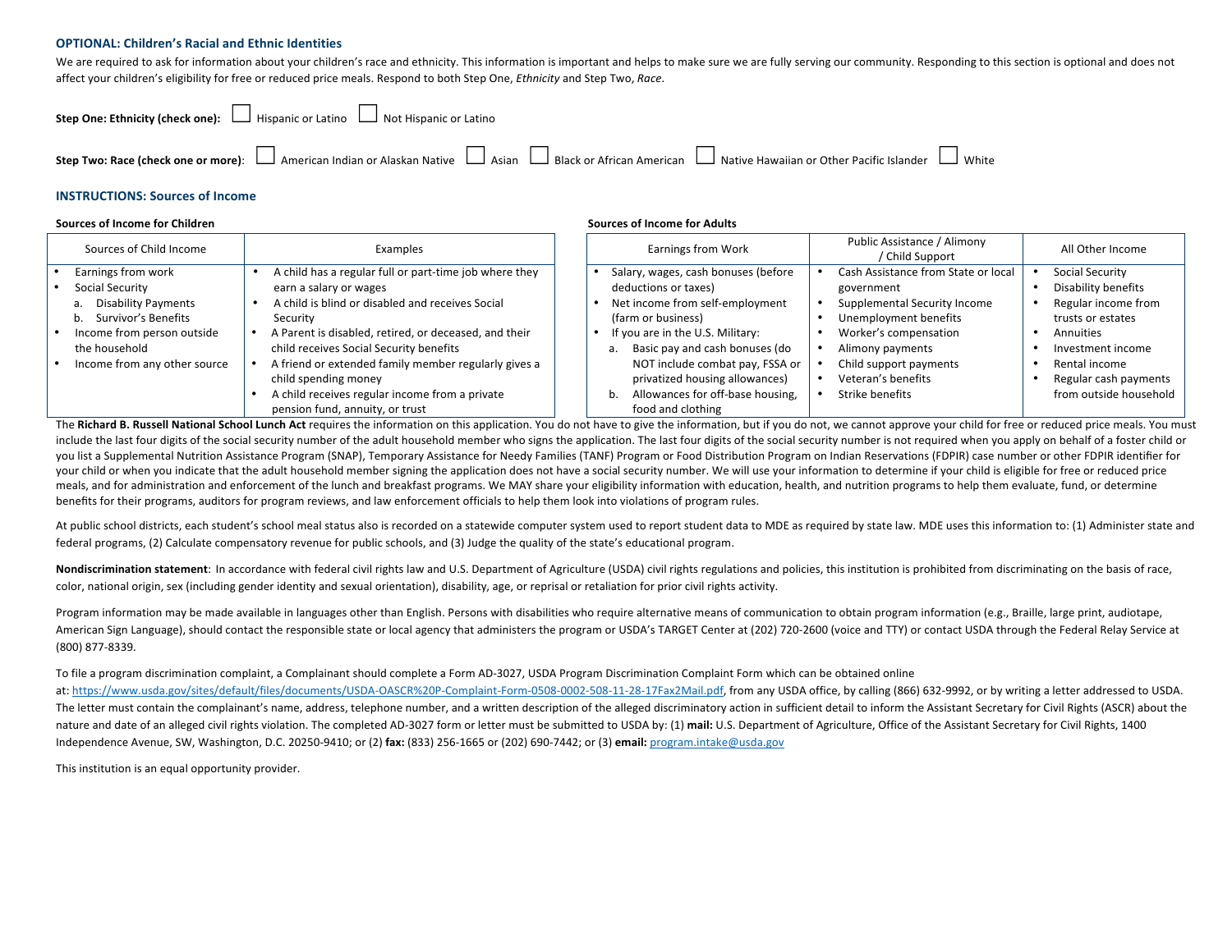### OPTIONAL: Children's Racial and Ethnic Identities

We are required to ask for information about your children's race and ethnicity. This information is important and helps to make sure we are fully serving our community. Responding to this section is optional and does not affect your children's eligibility for free or reduced price meals. Respond to both Step One, *Ethnicity* and Step Two, *Race*.

**Step One: Ethnicity (check one):** ☐ Hispanic or Latino ☐ Not Hispanic or Latino

**Step Two: Race (check one or more)**: ☐ American Indian or Alaskan Native ☐ Asian ☐ Black or African American ☐ Native Hawaiian or Other Pacific Islander ☐ White

### INSTRUCTIONS: Sources of Income

**Sources of Income for Children**

| Sources of Child Income | Examples |
|---|---|
| • Earnings from work<br>• Social Security<br>a. Disability Payments<br>b. Survivor's Benefits<br>• Income from person outside the household<br>• Income from any other source | • A child has a regular full or part-time job where they earn a salary or wages<br>• A child is blind or disabled and receives Social Security<br>• A Parent is disabled, retired, or deceased, and their child receives Social Security benefits<br>• A friend or extended family member regularly gives a child spending money<br>• A child receives regular income from a private pension fund, annuity, or trust |

**Sources of Income for Adults**

| Earnings from Work | Public Assistance / Alimony / Child Support | All Other Income |
|---|---|---|
| • Salary, wages, cash bonuses (before deductions or taxes)<br>• Net income from self-employment (farm or business)<br>• If you are in the U.S. Military:<br>a. Basic pay and cash bonuses (do NOT include combat pay, FSSA or privatized housing allowances)<br>b. Allowances for off-base housing, food and clothing | • Cash Assistance from State or local government<br>• Supplemental Security Income<br>• Unemployment benefits<br>• Worker's compensation<br>• Alimony payments<br>• Child support payments<br>• Veteran's benefits<br>• Strike benefits | • Social Security<br>• Disability benefits<br>• Regular income from trusts or estates<br>• Annuities<br>• Investment income<br>• Rental income<br>• Regular cash payments from outside household |

The **Richard B. Russell National School Lunch Act** requires the information on this application. You do not have to give the information, but if you do not, we cannot approve your child for free or reduced price meals. You must include the last four digits of the social security number of the adult household member who signs the application. The last four digits of the social security number is not required when you apply on behalf of a foster child or you list a Supplemental Nutrition Assistance Program (SNAP), Temporary Assistance for Needy Families (TANF) Program or Food Distribution Program on Indian Reservations (FDPIR) case number or other FDPIR identifier for your child or when you indicate that the adult household member signing the application does not have a social security number. We will use your information to determine if your child is eligible for free or reduced price meals, and for administration and enforcement of the lunch and breakfast programs. We MAY share your eligibility information with education, health, and nutrition programs to help them evaluate, fund, or determine benefits for their programs, auditors for program reviews, and law enforcement officials to help them look into violations of program rules.

At public school districts, each student's school meal status also is recorded on a statewide computer system used to report student data to MDE as required by state law. MDE uses this information to: (1) Administer state and federal programs, (2) Calculate compensatory revenue for public schools, and (3) Judge the quality of the state's educational program.

**Nondiscrimination statement**: In accordance with federal civil rights law and U.S. Department of Agriculture (USDA) civil rights regulations and policies, this institution is prohibited from discriminating on the basis of race, color, national origin, sex (including gender identity and sexual orientation), disability, age, or reprisal or retaliation for prior civil rights activity.

Program information may be made available in languages other than English. Persons with disabilities who require alternative means of communication to obtain program information (e.g., Braille, large print, audiotape, American Sign Language), should contact the responsible state or local agency that administers the program or USDA's TARGET Center at (202) 720-2600 (voice and TTY) or contact USDA through the Federal Relay Service at (800) 877-8339.

To file a program discrimination complaint, a Complainant should complete a Form AD-3027, USDA Program Discrimination Complaint Form which can be obtained online at: https://www.usda.gov/sites/default/files/documents/USDA-OASCR%20P-Complaint-Form-0508-0002-508-11-28-17Fax2Mail.pdf, from any USDA office, by calling (866) 632-9992, or by writing a letter addressed to USDA. The letter must contain the complainant's name, address, telephone number, and a written description of the alleged discriminatory action in sufficient detail to inform the Assistant Secretary for Civil Rights (ASCR) about the nature and date of an alleged civil rights violation. The completed AD-3027 form or letter must be submitted to USDA by: (1) **mail:** U.S. Department of Agriculture, Office of the Assistant Secretary for Civil Rights, 1400 Independence Avenue, SW, Washington, D.C. 20250-9410; or (2) **fax:** (833) 256-1665 or (202) 690-7442; or (3) **email:** program.intake@usda.gov

This institution is an equal opportunity provider.